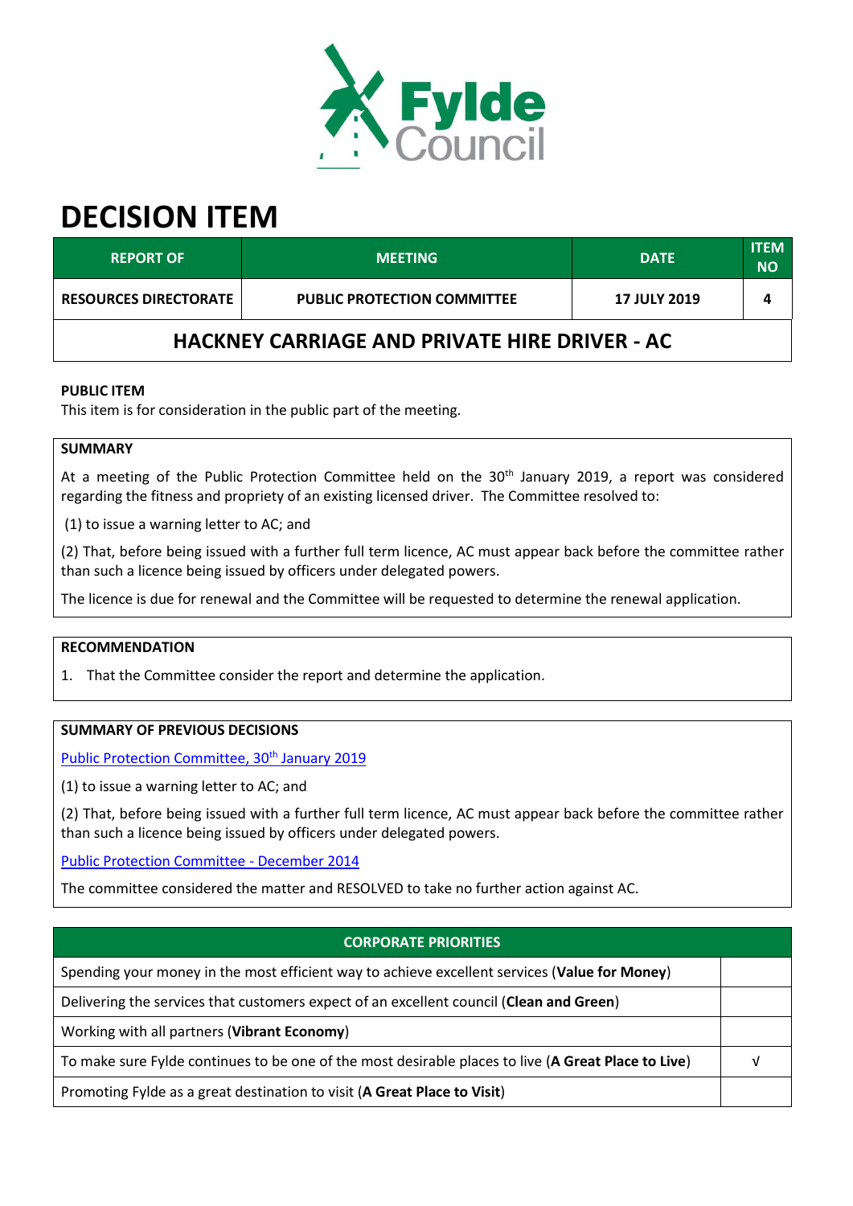Fylde Council

# DECISION ITEM

| REPORT OF | MEETING | DATE | ITEM NO |
|---|---|---|---|
| RESOURCES DIRECTORATE | PUBLIC PROTECTION COMMITTEE | 17 JULY 2019 | 4 |

## HACKNEY CARRIAGE AND PRIVATE HIRE DRIVER - AC

**PUBLIC ITEM**

This item is for consideration in the public part of the meeting.

**SUMMARY**

At a meeting of the Public Protection Committee held on the 30th January 2019, a report was considered regarding the fitness and propriety of an existing licensed driver. The Committee resolved to:

(1) to issue a warning letter to AC; and

(2) That, before being issued with a further full term licence, AC must appear back before the committee rather than such a licence being issued by officers under delegated powers.

The licence is due for renewal and the Committee will be requested to determine the renewal application.

**RECOMMENDATION**

1. That the Committee consider the report and determine the application.

**SUMMARY OF PREVIOUS DECISIONS**

Public Protection Committee, 30th January 2019

(1) to issue a warning letter to AC; and

(2) That, before being issued with a further full term licence, AC must appear back before the committee rather than such a licence being issued by officers under delegated powers.

Public Protection Committee - December 2014

The committee considered the matter and RESOLVED to take no further action against AC.

| CORPORATE PRIORITIES | |
|---|---|
| Spending your money in the most efficient way to achieve excellent services (**Value for Money**) | |
| Delivering the services that customers expect of an excellent council (**Clean and Green**) | |
| Working with all partners (**Vibrant Economy**) | |
| To make sure Fylde continues to be one of the most desirable places to live (**A Great Place to Live**) | √ |
| Promoting Fylde as a great destination to visit (**A Great Place to Visit**) | |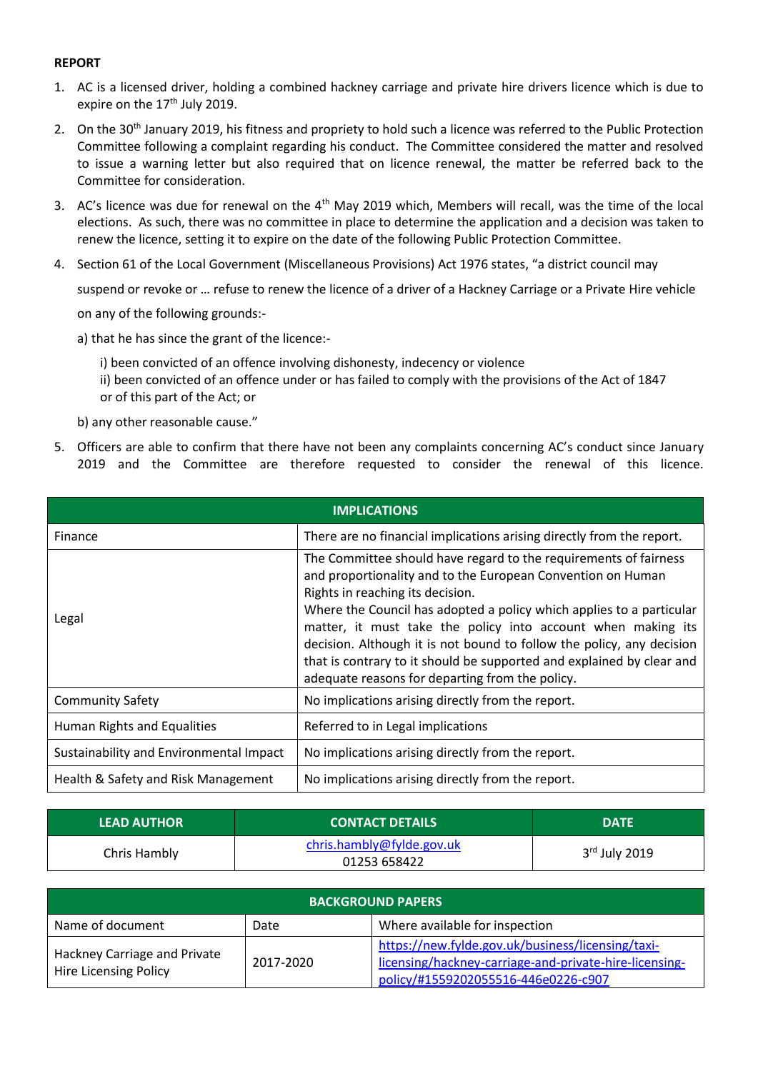**REPORT**

1. AC is a licensed driver, holding a combined hackney carriage and private hire drivers licence which is due to expire on the 17th July 2019.
2. On the 30th January 2019, his fitness and propriety to hold such a licence was referred to the Public Protection Committee following a complaint regarding his conduct. The Committee considered the matter and resolved to issue a warning letter but also required that on licence renewal, the matter be referred back to the Committee for consideration.
3. AC's licence was due for renewal on the 4th May 2019 which, Members will recall, was the time of the local elections. As such, there was no committee in place to determine the application and a decision was taken to renew the licence, setting it to expire on the date of the following Public Protection Committee.
4. Section 61 of the Local Government (Miscellaneous Provisions) Act 1976 states, "a district council may

   suspend or revoke or … refuse to renew the licence of a driver of a Hackney Carriage or a Private Hire vehicle

   on any of the following grounds:-

   a) that he has since the grant of the licence:-

      i) been convicted of an offence involving dishonesty, indecency or violence
      ii) been convicted of an offence under or has failed to comply with the provisions of the Act of 1847 or of this part of the Act; or

   b) any other reasonable cause."
5. Officers are able to confirm that there have not been any complaints concerning AC's conduct since January 2019 and the Committee are therefore requested to consider the renewal of this licence.

| IMPLICATIONS | |
|---|---|
| Finance | There are no financial implications arising directly from the report. |
| Legal | The Committee should have regard to the requirements of fairness and proportionality and to the European Convention on Human Rights in reaching its decision.<br>Where the Council has adopted a policy which applies to a particular matter, it must take the policy into account when making its decision. Although it is not bound to follow the policy, any decision that is contrary to it should be supported and explained by clear and adequate reasons for departing from the policy. |
| Community Safety | No implications arising directly from the report. |
| Human Rights and Equalities | Referred to in Legal implications |
| Sustainability and Environmental Impact | No implications arising directly from the report. |
| Health & Safety and Risk Management | No implications arising directly from the report. |

| LEAD AUTHOR | CONTACT DETAILS | DATE |
|---|---|---|
| Chris Hambly | chris.hambly@fylde.gov.uk<br>01253 658422 | 3rd July 2019 |

| BACKGROUND PAPERS | | |
|---|---|---|
| Name of document | Date | Where available for inspection |
| Hackney Carriage and Private Hire Licensing Policy | 2017-2020 | https://new.fylde.gov.uk/business/licensing/taxi-licensing/hackney-carriage-and-private-hire-licensing-policy/#1559202055516-446e0226-c907 |